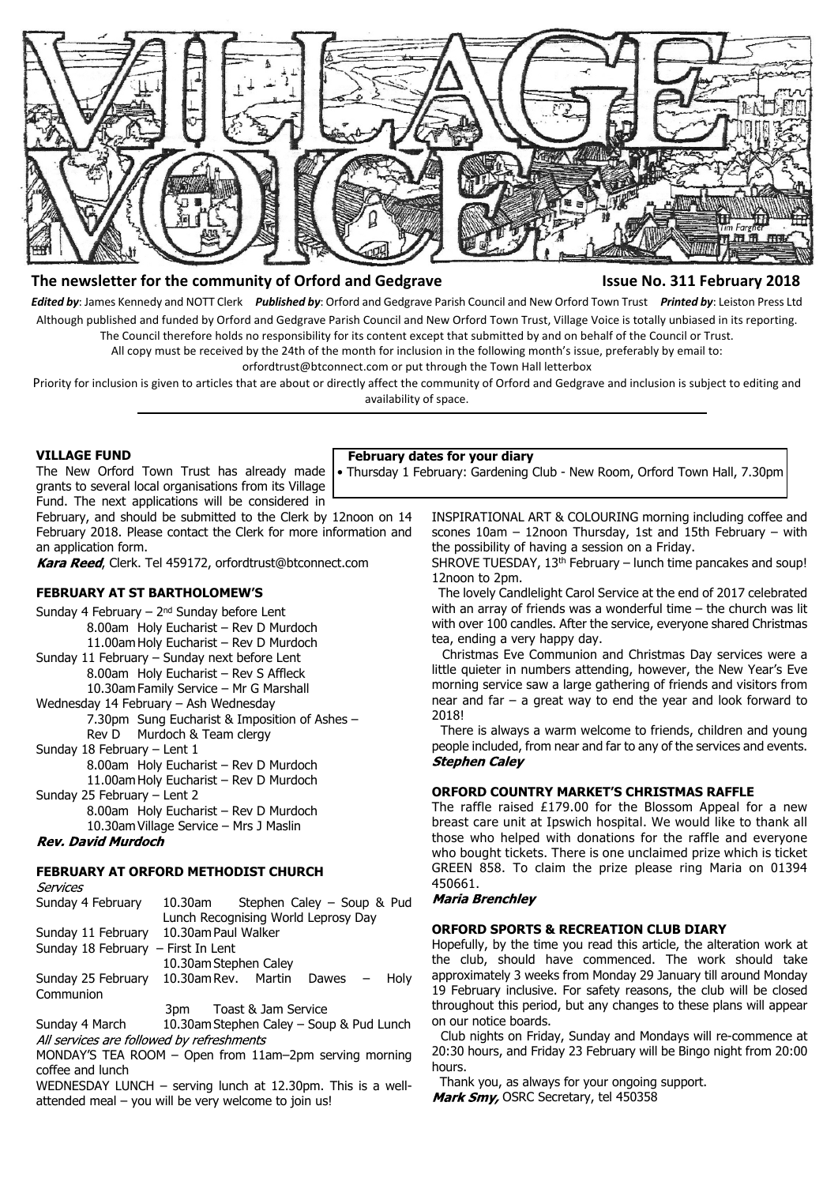# VILLAGE VOICE

**The newsletter for the community of Orford and Gedgrave** **Issue No. 311 February 2018**

***Edited by***: James Kennedy and NOTT Clerk ***Published by***: Orford and Gedgrave Parish Council and New Orford Town Trust ***Printed by***: Leiston Press Ltd

Although published and funded by Orford and Gedgrave Parish Council and New Orford Town Trust, Village Voice is totally unbiased in its reporting. The Council therefore holds no responsibility for its content except that submitted by and on behalf of the Council or Trust.

All copy must be received by the 24th of the month for inclusion in the following month's issue, preferably by email to: orfordtrust@btconnect.com or put through the Town Hall letterbox

Priority for inclusion is given to articles that are about or directly affect the community of Orford and Gedgrave and inclusion is subject to editing and availability of space.

---

**February dates for your diary**

- Thursday 1 February: Gardening Club - New Room, Orford Town Hall, 7.30pm

### VILLAGE FUND

The New Orford Town Trust has already made grants to several local organisations from its Village Fund. The next applications will be considered in February, and should be submitted to the Clerk by 12noon on 14 February 2018. Please contact the Clerk for more information and an application form.

***Kara Reed***, Clerk. Tel 459172, orfordtrust@btconnect.com

### FEBRUARY AT ST BARTHOLOMEW'S

Sunday 4 February – 2nd Sunday before Lent
8.00am Holy Eucharist – Rev D Murdoch
11.00am Holy Eucharist – Rev D Murdoch

Sunday 11 February – Sunday next before Lent
8.00am Holy Eucharist – Rev S Affleck
10.30am Family Service – Mr G Marshall

Wednesday 14 February – Ash Wednesday
7.30pm Sung Eucharist & Imposition of Ashes – Rev D Murdoch & Team clergy

Sunday 18 February – Lent 1
8.00am Holy Eucharist – Rev D Murdoch
11.00am Holy Eucharist – Rev D Murdoch

Sunday 25 February – Lent 2
8.00am Holy Eucharist – Rev D Murdoch
10.30am Village Service – Mrs J Maslin

***Rev. David Murdoch***

### FEBRUARY AT ORFORD METHODIST CHURCH

*Services*

Sunday 4 February 10.30am Stephen Caley – Soup & Pud Lunch Recognising World Leprosy Day

Sunday 11 February 10.30am Paul Walker

Sunday 18 February – First In Lent
10.30am Stephen Caley

Sunday 25 February 10.30am Rev. Martin Dawes – Holy Communion
3pm Toast & Jam Service

Sunday 4 March 10.30am Stephen Caley – Soup & Pud Lunch

*All services are followed by refreshments*

MONDAY'S TEA ROOM – Open from 11am–2pm serving morning coffee and lunch

WEDNESDAY LUNCH – serving lunch at 12.30pm. This is a well-attended meal – you will be very welcome to join us!

INSPIRATIONAL ART & COLOURING morning including coffee and scones 10am – 12noon Thursday, 1st and 15th February – with the possibility of having a session on a Friday.

SHROVE TUESDAY, 13th February – lunch time pancakes and soup! 12noon to 2pm.

The lovely Candlelight Carol Service at the end of 2017 celebrated with an array of friends was a wonderful time – the church was lit with over 100 candles. After the service, everyone shared Christmas tea, ending a very happy day.

Christmas Eve Communion and Christmas Day services were a little quieter in numbers attending, however, the New Year's Eve morning service saw a large gathering of friends and visitors from near and far – a great way to end the year and look forward to 2018!

There is always a warm welcome to friends, children and young people included, from near and far to any of the services and events.

***Stephen Caley***

### ORFORD COUNTRY MARKET'S CHRISTMAS RAFFLE

The raffle raised £179.00 for the Blossom Appeal for a new breast care unit at Ipswich hospital. We would like to thank all those who helped with donations for the raffle and everyone who bought tickets. There is one unclaimed prize which is ticket GREEN 858. To claim the prize please ring Maria on 01394 450661.

***Maria Brenchley***

### ORFORD SPORTS & RECREATION CLUB DIARY

Hopefully, by the time you read this article, the alteration work at the club, should have commenced. The work should take approximately 3 weeks from Monday 29 January till around Monday 19 February inclusive. For safety reasons, the club will be closed throughout this period, but any changes to these plans will appear on our notice boards.

Club nights on Friday, Sunday and Mondays will re-commence at 20:30 hours, and Friday 23 February will be Bingo night from 20:00 hours.

Thank you, as always for your ongoing support.

***Mark Smy,*** OSRC Secretary, tel 450358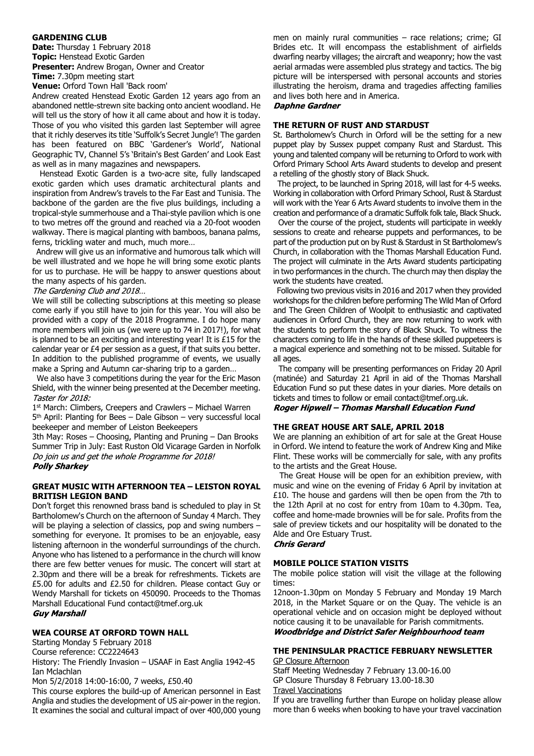### GARDENING CLUB

**Date:** Thursday 1 February 2018
**Topic:** Henstead Exotic Garden
**Presenter:** Andrew Brogan, Owner and Creator
**Time:** 7.30pm meeting start
**Venue:** Orford Town Hall 'Back room'

Andrew created Henstead Exotic Garden 12 years ago from an abandoned nettle-strewn site backing onto ancient woodland. He will tell us the story of how it all came about and how it is today. Those of you who visited this garden last September will agree that it richly deserves its title 'Suffolk's Secret Jungle'! The garden has been featured on BBC 'Gardener's World', National Geographic TV, Channel 5's 'Britain's Best Garden' and Look East as well as in many magazines and newspapers.

Henstead Exotic Garden is a two-acre site, fully landscaped exotic garden which uses dramatic architectural plants and inspiration from Andrew's travels to the Far East and Tunisia. The backbone of the garden are the five plus buildings, including a tropical-style summerhouse and a Thai-style pavilion which is one to two metres off the ground and reached via a 20-foot wooden walkway. There is magical planting with bamboos, banana palms, ferns, trickling water and much, much more…

Andrew will give us an informative and humorous talk which will be well illustrated and we hope he will bring some exotic plants for us to purchase. He will be happy to answer questions about the many aspects of his garden.

*The Gardening Club and 2018…*

We will still be collecting subscriptions at this meeting so please come early if you still have to join for this year. You will also be provided with a copy of the 2018 Programme. I do hope many more members will join us (we were up to 74 in 2017!), for what is planned to be an exciting and interesting year! It is £15 for the calendar year or £4 per session as a guest, if that suits you better. In addition to the published programme of events, we usually make a Spring and Autumn car-sharing trip to a garden…

We also have 3 competitions during the year for the Eric Mason Shield, with the winner being presented at the December meeting.

*Taster for 2018:*

1st March: Climbers, Creepers and Crawlers – Michael Warren
5th April: Planting for Bees – Dale Gibson – very successful local beekeeper and member of Leiston Beekeepers
3th May: Roses – Choosing, Planting and Pruning – Dan Brooks
Summer Trip in July: East Ruston Old Vicarage Garden in Norfolk

*Do join us and get the whole Programme for 2018!*

***Polly Sharkey***

### GREAT MUSIC WITH AFTERNOON TEA – LEISTON ROYAL BRITISH LEGION BAND

Don't forget this renowned brass band is scheduled to play in St Bartholomew's Church on the afternoon of Sunday 4 March. They will be playing a selection of classics, pop and swing numbers – something for everyone. It promises to be an enjoyable, easy listening afternoon in the wonderful surroundings of the church. Anyone who has listened to a performance in the church will know there are few better venues for music. The concert will start at 2.30pm and there will be a break for refreshments. Tickets are £5.00 for adults and £2.50 for children. Please contact Guy or Wendy Marshall for tickets on 450090. Proceeds to the Thomas Marshall Educational Fund contact@tmef.org.uk

***Guy Marshall***

### WEA COURSE AT ORFORD TOWN HALL

Starting Monday 5 February 2018
Course reference: CC2224643
History: The Friendly Invasion – USAAF in East Anglia 1942-45
Ian Mclachlan
Mon 5/2/2018 14:00-16:00, 7 weeks, £50.40

This course explores the build-up of American personnel in East Anglia and studies the development of US air-power in the region. It examines the social and cultural impact of over 400,000 young men on mainly rural communities – race relations; crime; GI Brides etc. It will encompass the establishment of airfields dwarfing nearby villages; the aircraft and weaponry; how the vast aerial armadas were assembled plus strategy and tactics. The big picture will be interspersed with personal accounts and stories illustrating the heroism, drama and tragedies affecting families and lives both here and in America.

***Daphne Gardner***

### THE RETURN OF RUST AND STARDUST

St. Bartholomew's Church in Orford will be the setting for a new puppet play by Sussex puppet company Rust and Stardust. This young and talented company will be returning to Orford to work with Orford Primary School Arts Award students to develop and present a retelling of the ghostly story of Black Shuck.

The project, to be launched in Spring 2018, will last for 4-5 weeks. Working in collaboration with Orford Primary School, Rust & Stardust will work with the Year 6 Arts Award students to involve them in the creation and performance of a dramatic Suffolk folk tale, Black Shuck.

Over the course of the project, students will participate in weekly sessions to create and rehearse puppets and performances, to be part of the production put on by Rust & Stardust in St Bartholomew's Church, in collaboration with the Thomas Marshall Education Fund. The project will culminate in the Arts Award students participating in two performances in the church. The church may then display the work the students have created.

Following two previous visits in 2016 and 2017 when they provided workshops for the children before performing The Wild Man of Orford and The Green Children of Woolpit to enthusiastic and captivated audiences in Orford Church, they are now returning to work with the students to perform the story of Black Shuck. To witness the characters coming to life in the hands of these skilled puppeteers is a magical experience and something not to be missed. Suitable for all ages.

The company will be presenting performances on Friday 20 April (matinée) and Saturday 21 April in aid of the Thomas Marshall Education Fund so put these dates in your diaries. More details on tickets and times to follow or email contact@tmef.org.uk.

***Roger Hipwell – Thomas Marshall Education Fund***

### THE GREAT HOUSE ART SALE, APRIL 2018

We are planning an exhibition of art for sale at the Great House in Orford. We intend to feature the work of Andrew King and Mike Flint. These works will be commercially for sale, with any profits to the artists and the Great House.

The Great House will be open for an exhibition preview, with music and wine on the evening of Friday 6 April by invitation at £10. The house and gardens will then be open from the 7th to the 12th April at no cost for entry from 10am to 4.30pm. Tea, coffee and home-made brownies will be for sale. Profits from the sale of preview tickets and our hospitality will be donated to the Alde and Ore Estuary Trust.

***Chris Gerard***

### MOBILE POLICE STATION VISITS

The mobile police station will visit the village at the following times:

12noon-1.30pm on Monday 5 February and Monday 19 March 2018, in the Market Square or on the Quay. The vehicle is an operational vehicle and on occasion might be deployed without notice causing it to be unavailable for Parish commitments.

***Woodbridge and District Safer Neighbourhood team***

### THE PENINSULAR PRACTICE FEBRUARY NEWSLETTER

GP Closure Afternoon

Staff Meeting Wednesday 7 February 13.00-16.00
GP Closure Thursday 8 February 13.00-18.30

Travel Vaccinations

If you are travelling further than Europe on holiday please allow more than 6 weeks when booking to have your travel vaccination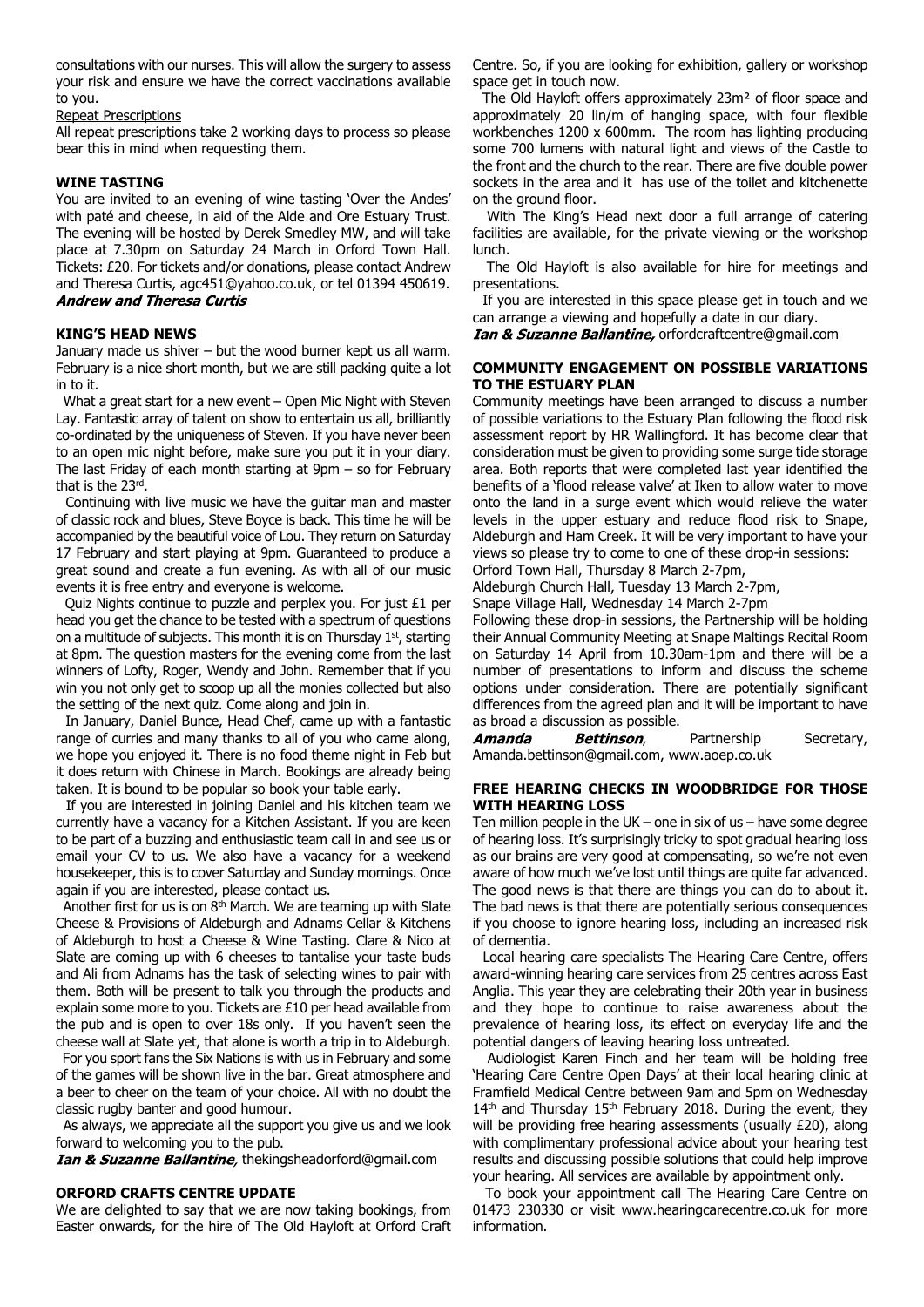consultations with our nurses. This will allow the surgery to assess your risk and ensure we have the correct vaccinations available to you.

Repeat Prescriptions

All repeat prescriptions take 2 working days to process so please bear this in mind when requesting them.

### WINE TASTING

You are invited to an evening of wine tasting 'Over the Andes' with paté and cheese, in aid of the Alde and Ore Estuary Trust. The evening will be hosted by Derek Smedley MW, and will take place at 7.30pm on Saturday 24 March in Orford Town Hall. Tickets: £20. For tickets and/or donations, please contact Andrew and Theresa Curtis, agc451@yahoo.co.uk, or tel 01394 450619.

***Andrew and Theresa Curtis***

### KING'S HEAD NEWS

January made us shiver – but the wood burner kept us all warm. February is a nice short month, but we are still packing quite a lot in to it.

What a great start for a new event – Open Mic Night with Steven Lay. Fantastic array of talent on show to entertain us all, brilliantly co-ordinated by the uniqueness of Steven. If you have never been to an open mic night before, make sure you put it in your diary. The last Friday of each month starting at 9pm – so for February that is the 23rd.

Continuing with live music we have the guitar man and master of classic rock and blues, Steve Boyce is back. This time he will be accompanied by the beautiful voice of Lou. They return on Saturday 17 February and start playing at 9pm. Guaranteed to produce a great sound and create a fun evening. As with all of our music events it is free entry and everyone is welcome.

Quiz Nights continue to puzzle and perplex you. For just £1 per head you get the chance to be tested with a spectrum of questions on a multitude of subjects. This month it is on Thursday 1st, starting at 8pm. The question masters for the evening come from the last winners of Lofty, Roger, Wendy and John. Remember that if you win you not only get to scoop up all the monies collected but also the setting of the next quiz. Come along and join in.

In January, Daniel Bunce, Head Chef, came up with a fantastic range of curries and many thanks to all of you who came along, we hope you enjoyed it. There is no food theme night in Feb but it does return with Chinese in March. Bookings are already being taken. It is bound to be popular so book your table early.

If you are interested in joining Daniel and his kitchen team we currently have a vacancy for a Kitchen Assistant. If you are keen to be part of a buzzing and enthusiastic team call in and see us or email your CV to us. We also have a vacancy for a weekend housekeeper, this is to cover Saturday and Sunday mornings. Once again if you are interested, please contact us.

Another first for us is on 8th March. We are teaming up with Slate Cheese & Provisions of Aldeburgh and Adnams Cellar & Kitchens of Aldeburgh to host a Cheese & Wine Tasting. Clare & Nico at Slate are coming up with 6 cheeses to tantalise your taste buds and Ali from Adnams has the task of selecting wines to pair with them. Both will be present to talk you through the products and explain some more to you. Tickets are £10 per head available from the pub and is open to over 18s only. If you haven't seen the cheese wall at Slate yet, that alone is worth a trip in to Aldeburgh.

For you sport fans the Six Nations is with us in February and some of the games will be shown live in the bar. Great atmosphere and a beer to cheer on the team of your choice. All with no doubt the classic rugby banter and good humour.

As always, we appreciate all the support you give us and we look forward to welcoming you to the pub.

***Ian & Suzanne Ballantine,*** thekingsheadorford@gmail.com

### ORFORD CRAFTS CENTRE UPDATE

We are delighted to say that we are now taking bookings, from Easter onwards, for the hire of The Old Hayloft at Orford Craft Centre. So, if you are looking for exhibition, gallery or workshop space get in touch now.

The Old Hayloft offers approximately 23m² of floor space and approximately 20 lin/m of hanging space, with four flexible workbenches 1200 x 600mm. The room has lighting producing some 700 lumens with natural light and views of the Castle to the front and the church to the rear. There are five double power sockets in the area and it has use of the toilet and kitchenette on the ground floor.

With The King's Head next door a full arrange of catering facilities are available, for the private viewing or the workshop lunch.

The Old Hayloft is also available for hire for meetings and presentations.

If you are interested in this space please get in touch and we can arrange a viewing and hopefully a date in our diary.

***Ian & Suzanne Ballantine,*** orfordcraftcentre@gmail.com

### COMMUNITY ENGAGEMENT ON POSSIBLE VARIATIONS TO THE ESTUARY PLAN

Community meetings have been arranged to discuss a number of possible variations to the Estuary Plan following the flood risk assessment report by HR Wallingford. It has become clear that consideration must be given to providing some surge tide storage area. Both reports that were completed last year identified the benefits of a 'flood release valve' at Iken to allow water to move onto the land in a surge event which would relieve the water levels in the upper estuary and reduce flood risk to Snape, Aldeburgh and Ham Creek. It will be very important to have your views so please try to come to one of these drop-in sessions:

Orford Town Hall, Thursday 8 March 2-7pm,

Aldeburgh Church Hall, Tuesday 13 March 2-7pm,

Snape Village Hall, Wednesday 14 March 2-7pm

Following these drop-in sessions, the Partnership will be holding their Annual Community Meeting at Snape Maltings Recital Room on Saturday 14 April from 10.30am-1pm and there will be a number of presentations to inform and discuss the scheme options under consideration. There are potentially significant differences from the agreed plan and it will be important to have as broad a discussion as possible.

***Amanda Bettinson***, Partnership Secretary, Amanda.bettinson@gmail.com, www.aoep.co.uk

### FREE HEARING CHECKS IN WOODBRIDGE FOR THOSE WITH HEARING LOSS

Ten million people in the UK – one in six of us – have some degree of hearing loss. It's surprisingly tricky to spot gradual hearing loss as our brains are very good at compensating, so we're not even aware of how much we've lost until things are quite far advanced. The good news is that there are things you can do about it. The bad news is that there are potentially serious consequences if you choose to ignore hearing loss, including an increased risk of dementia.

Local hearing care specialists The Hearing Care Centre, offers award-winning hearing care services from 25 centres across East Anglia. This year they are celebrating their 20th year in business and they hope to continue to raise awareness about the prevalence of hearing loss, its effect on everyday life and the potential dangers of leaving hearing loss untreated.

Audiologist Karen Finch and her team will be holding free 'Hearing Care Centre Open Days' at their local hearing clinic at Framfield Medical Centre between 9am and 5pm on Wednesday 14th and Thursday 15th February 2018. During the event, they will be providing free hearing assessments (usually £20), along with complimentary professional advice about your hearing test results and discussing possible solutions that could help improve your hearing. All services are available by appointment only.

To book your appointment call The Hearing Care Centre on 01473 230330 or visit www.hearingcarecentre.co.uk for more information.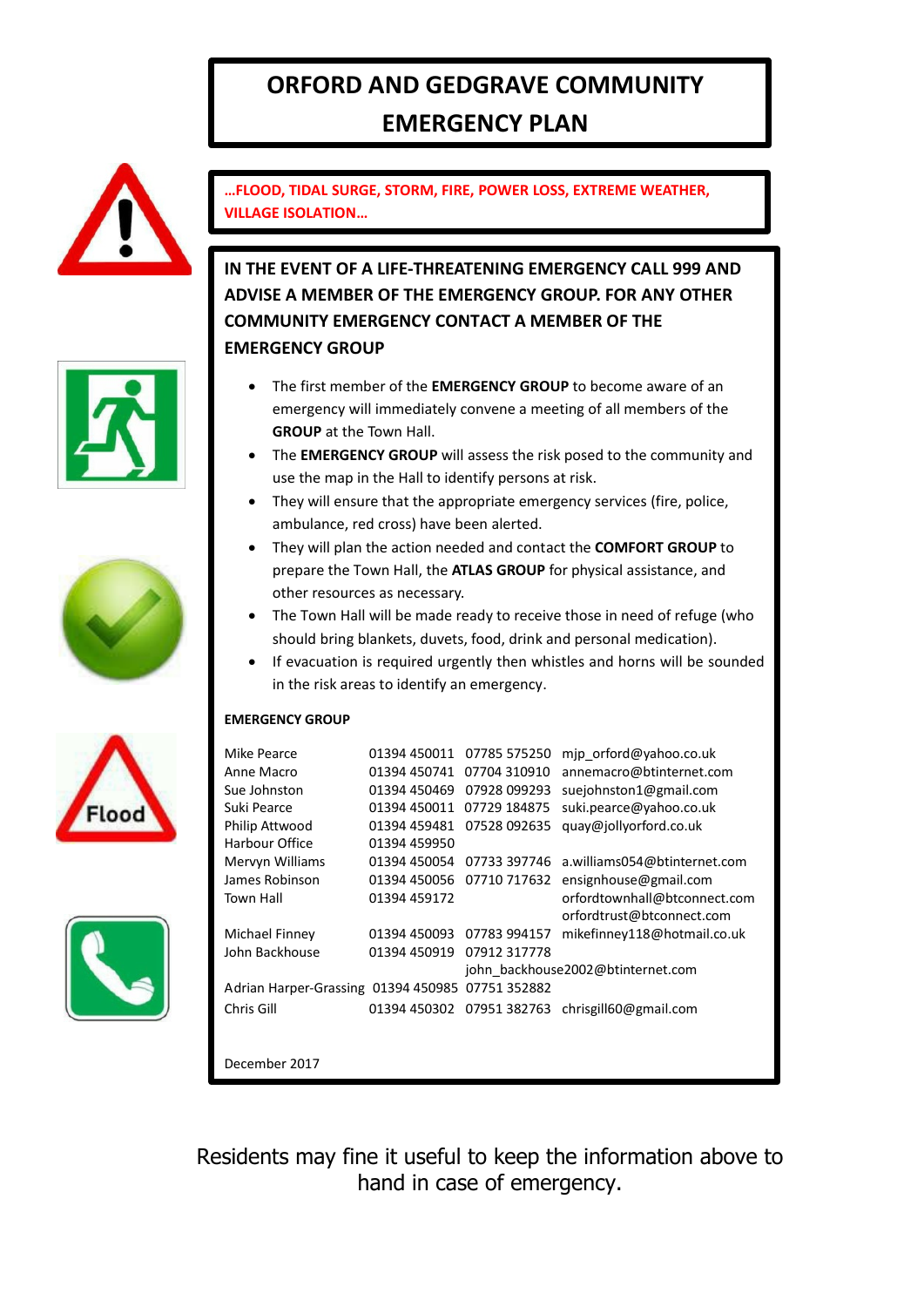# ORFORD AND GEDGRAVE COMMUNITY EMERGENCY PLAN

**…FLOOD, TIDAL SURGE, STORM, FIRE, POWER LOSS, EXTREME WEATHER, VILLAGE ISOLATION…**

**IN THE EVENT OF A LIFE-THREATENING EMERGENCY CALL 999 AND ADVISE A MEMBER OF THE EMERGENCY GROUP. FOR ANY OTHER COMMUNITY EMERGENCY CONTACT A MEMBER OF THE EMERGENCY GROUP**

- The first member of the **EMERGENCY GROUP** to become aware of an emergency will immediately convene a meeting of all members of the **GROUP** at the Town Hall.
- The **EMERGENCY GROUP** will assess the risk posed to the community and use the map in the Hall to identify persons at risk.
- They will ensure that the appropriate emergency services (fire, police, ambulance, red cross) have been alerted.
- They will plan the action needed and contact the **COMFORT GROUP** to prepare the Town Hall, the **ATLAS GROUP** for physical assistance, and other resources as necessary.
- The Town Hall will be made ready to receive those in need of refuge (who should bring blankets, duvets, food, drink and personal medication).
- If evacuation is required urgently then whistles and horns will be sounded in the risk areas to identify an emergency.

**EMERGENCY GROUP**

| | | | |
|---|---|---|---|
| Mike Pearce | 01394 450011 | 07785 575250 | mjp_orford@yahoo.co.uk |
| Anne Macro | 01394 450741 | 07704 310910 | annemacro@btinternet.com |
| Sue Johnston | 01394 450469 | 07928 099293 | suejohnston1@gmail.com |
| Suki Pearce | 01394 450011 | 07729 184875 | suki.pearce@yahoo.co.uk |
| Philip Attwood | 01394 459481 | 07528 092635 | quay@jollyorford.co.uk |
| Harbour Office | 01394 459950 | | |
| Mervyn Williams | 01394 450054 | 07733 397746 | a.williams054@btinternet.com |
| James Robinson | 01394 450056 | 07710 717632 | ensignhouse@gmail.com |
| Town Hall | 01394 459172 | | orfordtownhall@btconnect.com<br>orfordtrust@btconnect.com |
| Michael Finney | 01394 450093 | 07783 994157 | mikefinney118@hotmail.co.uk |
| John Backhouse | 01394 450919 | 07912 317778 | john_backhouse2002@btinternet.com |
| Adrian Harper-Grassing | 01394 450985 | 07751 352882 | |
| Chris Gill | 01394 450302 | 07951 382763 | chrisgill60@gmail.com |

December 2017

Residents may fine it useful to keep the information above to hand in case of emergency.